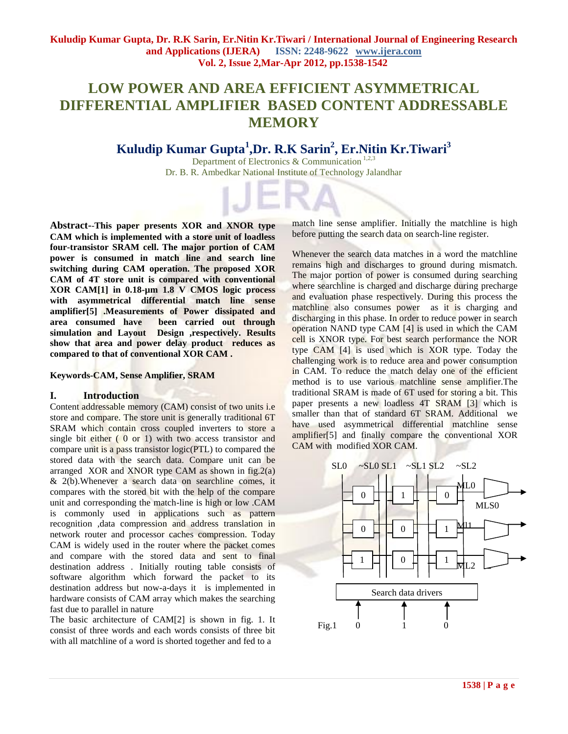# LOW POWER AND AREA EFFICIENT ASYMMETRICAL DIFFERENTIAL AMPLIFIER BASED CONTENT ADDRESSABLE MEMORY

**Kuludip Kumar Gupta[1], Dr. R.K Sarin[2], Er.Nitin Kr.Tiwari[3]**

Department of Electronics & Communication [1,2,3]
Dr. B. R. Ambedkar National Institute of Technology Jalandhar

**Abstract--This paper presents XOR and XNOR type CAM which is implemented with a store unit of loadless four-transistor SRAM cell. The major portion of CAM power is consumed in match line and search line switching during CAM operation. The proposed XOR CAM of 4T store unit is compared with conventional XOR CAM[1] in 0.18-μm 1.8 V CMOS logic process with asymmetrical differential match line sense amplifier[5] .Measurements of Power dissipated and area consumed have been carried out through simulation and Layout Design ,respectively. Results show that area and power delay product reduces as compared to that of conventional XOR CAM .**

**Keywords-CAM, Sense Amplifier, SRAM**

## I. Introduction

Content addressable memory (CAM) consist of two units i.e store and compare. The store unit is generally traditional 6T SRAM which contain cross coupled inverters to store a single bit either ( 0 or 1) with two access transistor and compare unit is a pass transistor logic(PTL) to compared the stored data with the search data. Compare unit can be arranged XOR and XNOR type CAM as shown in fig.2(a) & 2(b).Whenever a search data on searchline comes, it compares with the stored bit with the help of the compare unit and corresponding the match-line is high or low .CAM is commonly used in applications such as pattern recognition ,data compression and address translation in network router and processor caches compression. Today CAM is widely used in the router where the packet comes and compare with the stored data and sent to final destination address . Initially routing table consists of software algorithm which forward the packet to its destination address but now-a-days it is implemented in hardware consists of CAM array which makes the searching fast due to parallel in nature

The basic architecture of CAM[2] is shown in fig. 1. It consist of three words and each words consists of three bit with all matchline of a word is shorted together and fed to a match line sense amplifier. Initially the matchline is high before putting the search data on search-line register.

Whenever the search data matches in a word the matchline remains high and discharges to ground during mismatch. The major portion of power is consumed during searching where searchline is charged and discharge during precharge and evaluation phase respectively. During this process the matchline also consumes power as it is charging and discharging in this phase. In order to reduce power in search operation NAND type CAM [4] is used in which the CAM cell is XNOR type. For best search performance the NOR type CAM [4] is used which is XOR type. Today the challenging work is to reduce area and power consumption in CAM. To reduce the match delay one of the efficient method is to use various matchline sense amplifier.The traditional SRAM is made of 6T used for storing a bit. This paper presents a new loadless 4T SRAM [3] which is smaller than that of standard 6T SRAM. Additional we have used asymmetrical differential matchline sense amplifier[5] and finally compare the conventional XOR CAM with modified XOR CAM.

SL0 ~SL0 SL1 ~SL1 SL2 ~SL2

| 0 | 1 | 0 | ML0 |
|---|---|---|---|
| 0 | 0 | 1 | ML1 |
| 1 | 0 | 1 | ML2 |

MLS0

Search data drivers

0 1 0

Fig.1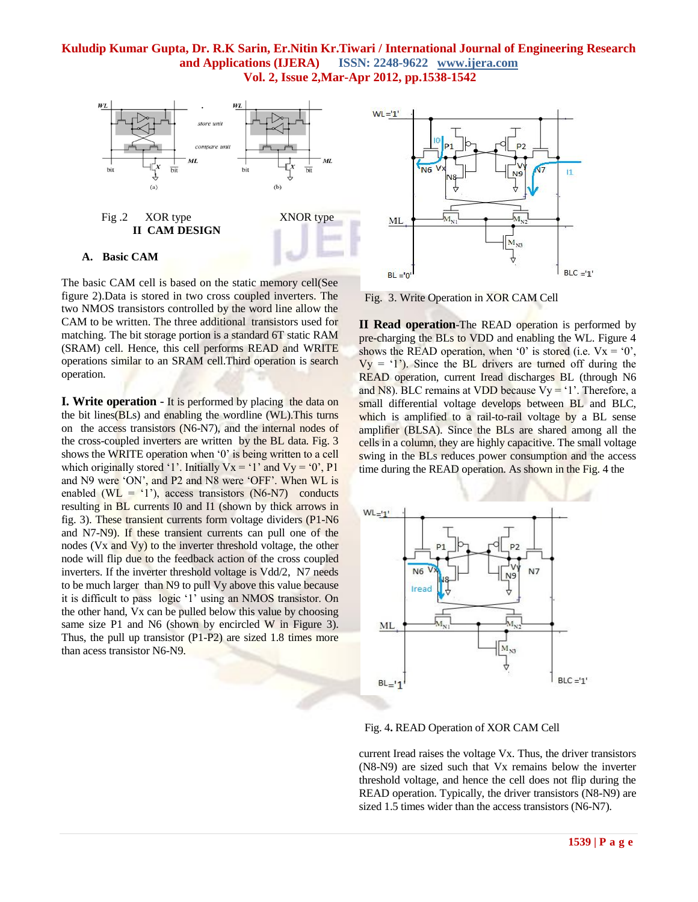Fig .2 XOR type XNOR type

## II CAM DESIGN

### A. Basic CAM

The basic CAM cell is based on the static memory cell(See figure 2).Data is stored in two cross coupled inverters. The two NMOS transistors controlled by the word line allow the CAM to be written. The three additional transistors used for matching. The bit storage portion is a standard 6T static RAM (SRAM) cell. Hence, this cell performs READ and WRITE operations similar to an SRAM cell.Third operation is search operation.

**I. Write operation** - It is performed by placing the data on the bit lines(BLs) and enabling the wordline (WL).This turns on the access transistors (N6-N7), and the internal nodes of the cross-coupled inverters are written by the BL data. Fig. 3 shows the WRITE operation when '0' is being written to a cell which originally stored '1'. Initially Vx = '1' and Vy = '0', P1 and N9 were 'ON', and P2 and N8 were 'OFF'. When WL is enabled (WL = '1'), access transistors (N6-N7) conducts resulting in BL currents I0 and I1 (shown by thick arrows in fig. 3). These transient currents form voltage dividers (P1-N6 and N7-N9). If these transient currents can pull one of the nodes (Vx and Vy) to the inverter threshold voltage, the other node will flip due to the feedback action of the cross coupled inverters. If the inverter threshold voltage is Vdd/2, N7 needs to be much larger than N9 to pull Vy above this value because it is difficult to pass logic '1' using an NMOS transistor. On the other hand, Vx can be pulled below this value by choosing same size P1 and N6 (shown by encircled W in Figure 3). Thus, the pull up transistor (P1-P2) are sized 1.8 times more than acess transistor N6-N9.

Fig. 3. Write Operation in XOR CAM Cell

**II Read operation**-The READ operation is performed by pre-charging the BLs to VDD and enabling the WL. Figure 4 shows the READ operation, when '0' is stored (i.e. Vx = '0', Vy = '1'). Since the BL drivers are turned off during the READ operation, current Iread discharges BL (through N6 and N8). BLC remains at VDD because Vy = '1'. Therefore, a small differential voltage develops between BL and BLC, which is amplified to a rail-to-rail voltage by a BL sense amplifier (BLSA). Since the BLs are shared among all the cells in a column, they are highly capacitive. The small voltage swing in the BLs reduces power consumption and the access time during the READ operation. As shown in the Fig. 4 the current Iread raises the voltage Vx. Thus, the driver transistors (N8-N9) are sized such that Vx remains below the inverter threshold voltage, and hence the cell does not flip during the READ operation. Typically, the driver transistors (N8-N9) are sized 1.5 times wider than the access transistors (N6-N7).

Fig. 4. READ Operation of XOR CAM Cell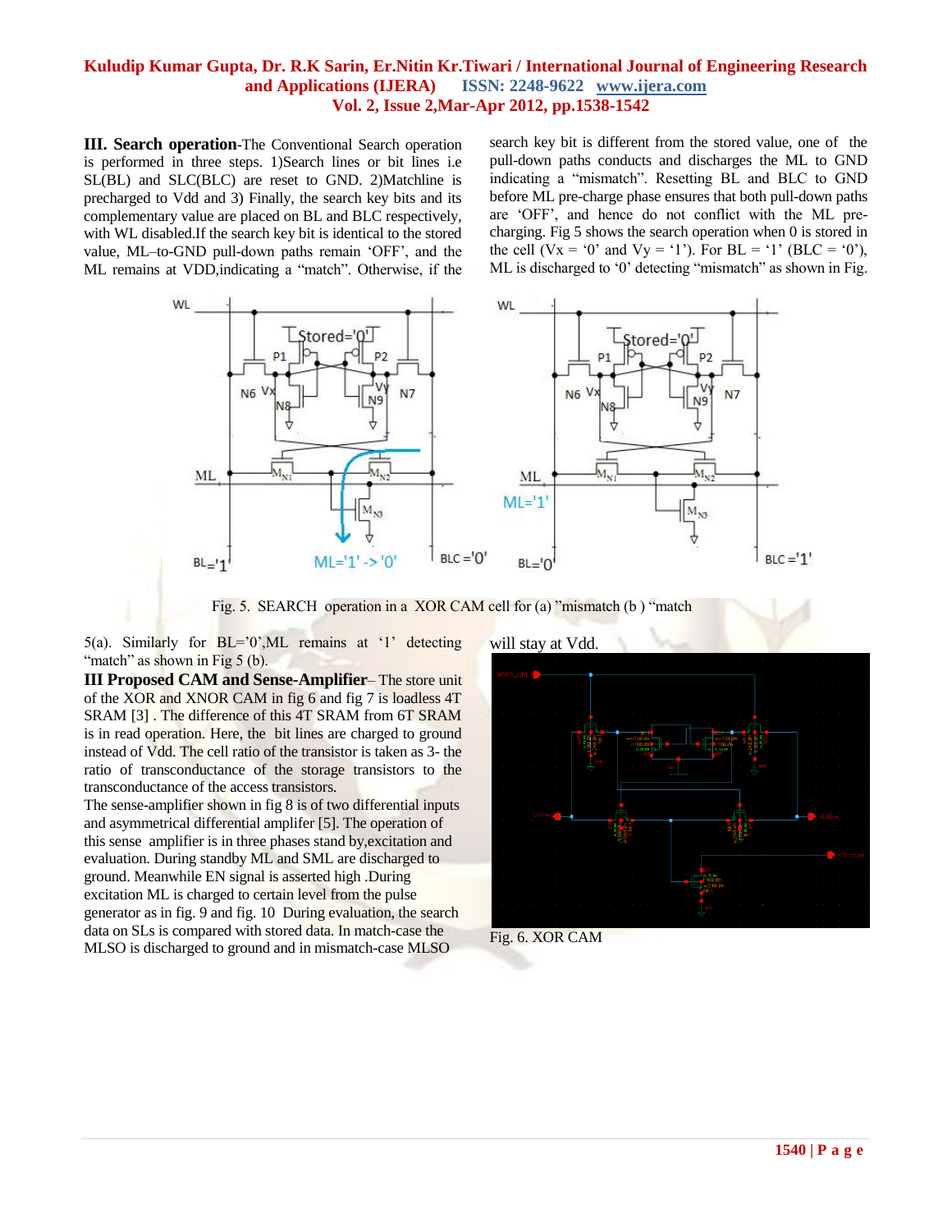**III. Search operation**-The Conventional Search operation is performed in three steps. 1)Search lines or bit lines i.e SL(BL) and SLC(BLC) are reset to GND. 2)Matchline is precharged to Vdd and 3) Finally, the search key bits and its complementary value are placed on BL and BLC respectively, with WL disabled.If the search key bit is identical to the stored value, ML–to-GND pull-down paths remain 'OFF', and the ML remains at VDD,indicating a "match". Otherwise, if the search key bit is different from the stored value, one of the pull-down paths conducts and discharges the ML to GND indicating a "mismatch". Resetting BL and BLC to GND before ML pre-charge phase ensures that both pull-down paths are 'OFF', and hence do not conflict with the ML pre-charging. Fig 5 shows the search operation when 0 is stored in the cell (Vx = '0' and Vy = '1'). For BL = '1' (BLC = '0'), ML is discharged to '0' detecting "mismatch" as shown in Fig.

Fig. 5. SEARCH operation in a XOR CAM cell for (a) "mismatch (b ) "match

5(a). Similarly for BL='0',ML remains at '1' detecting "match" as shown in Fig 5 (b).

**III Proposed CAM and Sense-Amplifier**– The store unit of the XOR and XNOR CAM in fig 6 and fig 7 is loadless 4T SRAM [3] . The difference of this 4T SRAM from 6T SRAM is in read operation. Here, the bit lines are charged to ground instead of Vdd. The cell ratio of the transistor is taken as 3- the ratio of transconductance of the storage transistors to the transconductance of the access transistors.

The sense-amplifier shown in fig 8 is of two differential inputs and asymmetrical differential amplifier [5]. The operation of this sense amplifier is in three phases stand by,excitation and evaluation. During standby ML and SML are discharged to ground. Meanwhile EN signal is asserted high .During excitation ML is charged to certain level from the pulse generator as in fig. 9 and fig. 10 During evaluation, the search data on SLs is compared with stored data. In match-case the MLSO is discharged to ground and in mismatch-case MLSO will stay at Vdd.

Fig. 6. XOR CAM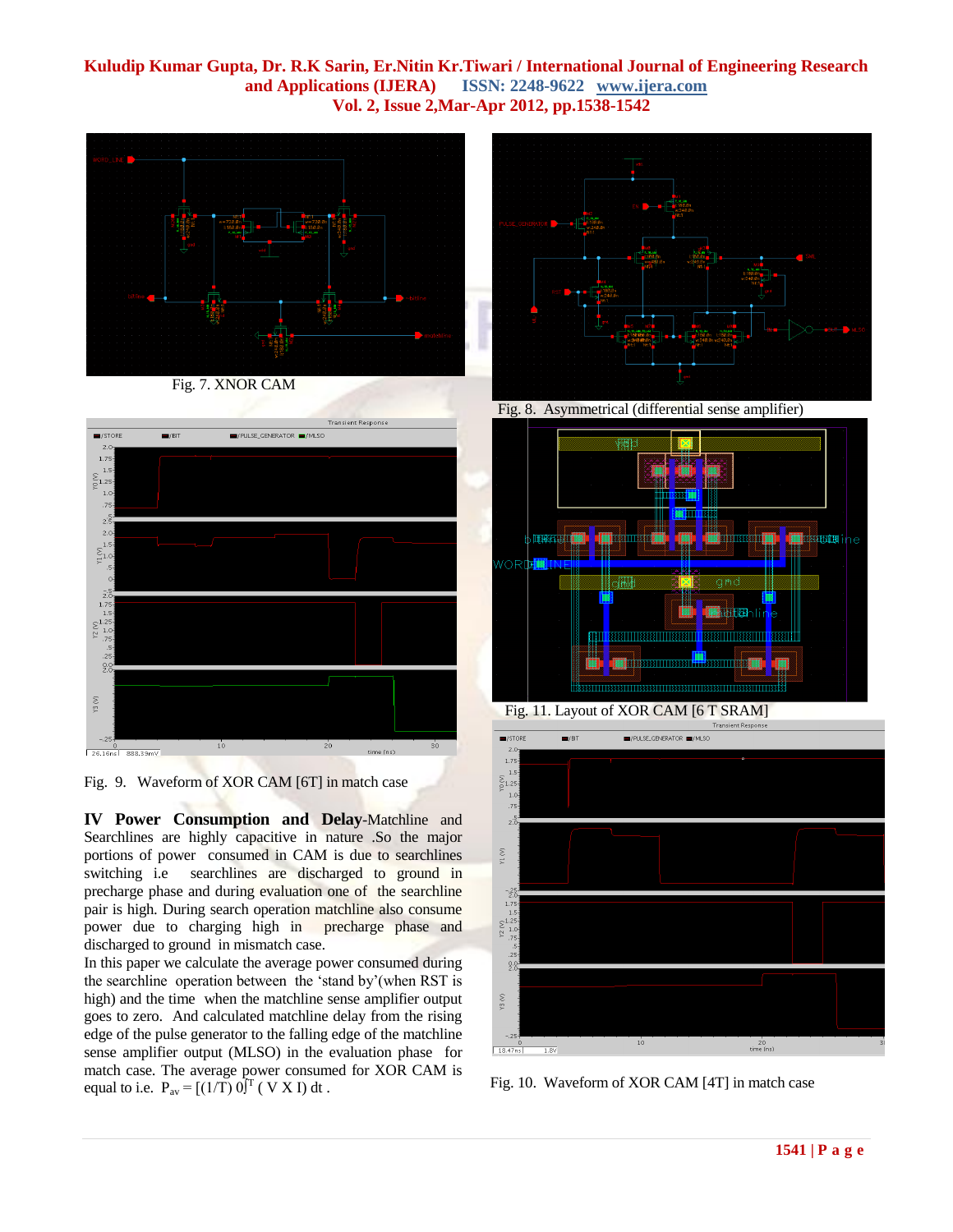Fig. 7. XNOR CAM

Fig. 8. Asymmetrical (differential sense amplifier)

Fig. 11. Layout of XOR CAM [6 T SRAM]

Fig. 9. Waveform of XOR CAM [6T] in match case

Fig. 10. Waveform of XOR CAM [4T] in match case

## IV Power Consumption and Delay

**IV Power Consumption and Delay**-Matchline and Searchlines are highly capacitive in nature .So the major portions of power consumed in CAM is due to searchlines switching i.e searchlines are discharged to ground in precharge phase and during evaluation one of the searchline pair is high. During search operation matchline also consume power due to charging high in precharge phase and discharged to ground in mismatch case.

In this paper we calculate the average power consumed during the searchline operation between the 'stand by'(when RST is high) and the time when the matchline sense amplifier output goes to zero. And calculated matchline delay from the rising edge of the pulse generator to the falling edge of the matchline sense amplifier output (MLSO) in the evaluation phase for match case. The average power consumed for XOR CAM is equal to i.e. $P_{av} = [(1/T) \int_0^T ( V X I) dt$ .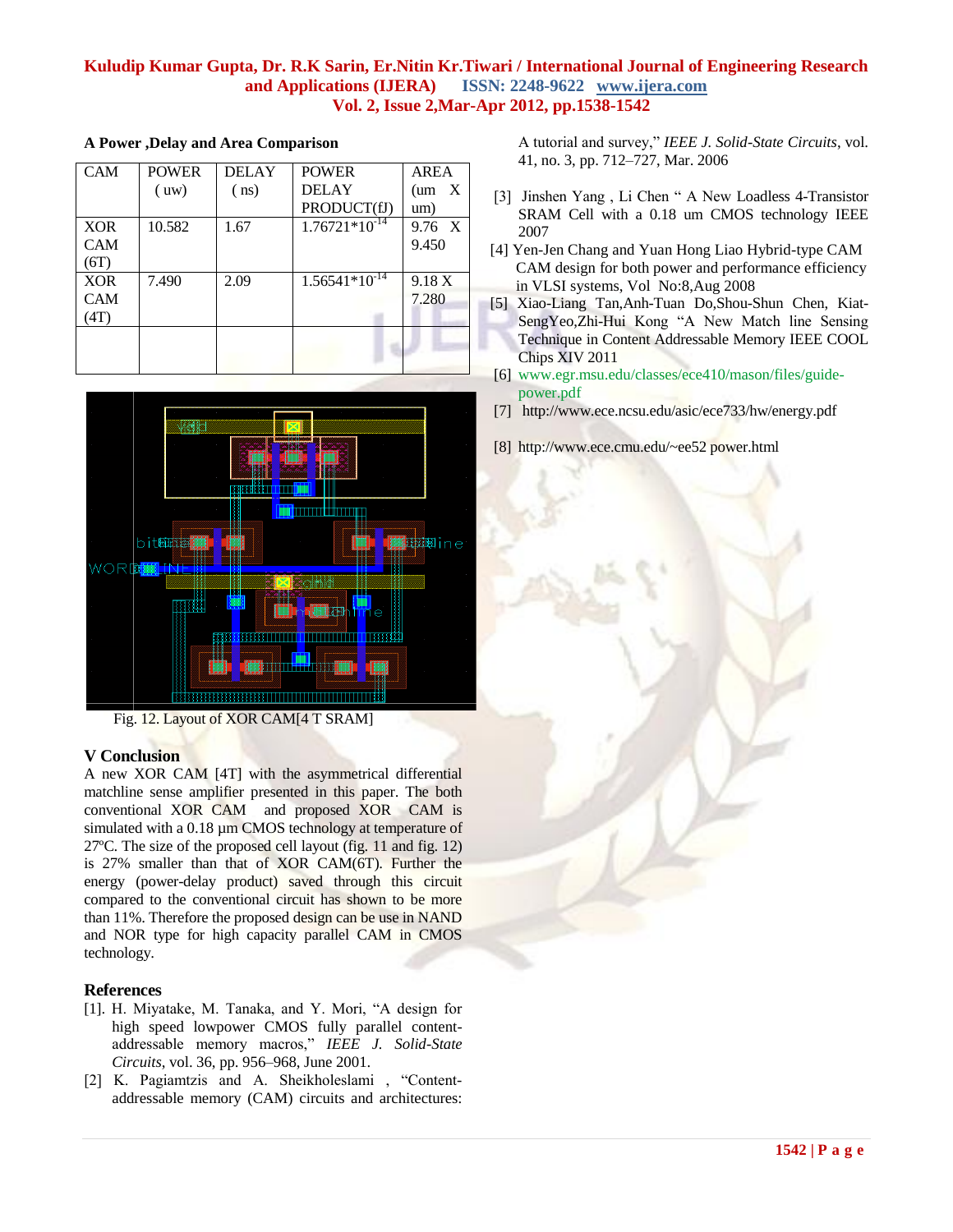**A Power ,Delay and Area Comparison**

| CAM | POWER ( uw) | DELAY ( ns) | POWER DELAY PRODUCT(fJ) | AREA (um X um) |
|---|---|---|---|---|
| XOR CAM (6T) | 10.582 | 1.67 | $1.76721*10^{-14}$ | 9.76 X 9.450 |
| XOR CAM (4T) | 7.490 | 2.09 | $1.56541*10^{-14}$ | 9.18 X 7.280 |
| | | | | |

Fig. 12. Layout of XOR CAM[4 T SRAM]

## V Conclusion

A new XOR CAM [4T] with the asymmetrical differential matchline sense amplifier presented in this paper. The both conventional XOR CAM and proposed XOR CAM is simulated with a 0.18 µm CMOS technology at temperature of 27ºC. The size of the proposed cell layout (fig. 11 and fig. 12) is 27% smaller than that of XOR CAM(6T). Further the energy (power-delay product) saved through this circuit compared to the conventional circuit has shown to be more than 11%. Therefore the proposed design can be use in NAND and NOR type for high capacity parallel CAM in CMOS technology.

## References

[1]. H. Miyatake, M. Tanaka, and Y. Mori, "A design for high speed lowpower CMOS fully parallel content-addressable memory macros," *IEEE J. Solid-State Circuits*, vol. 36, pp. 956–968, June 2001.

[2] K. Pagiamtzis and A. Sheikholeslami , "Content-addressable memory (CAM) circuits and architectures: A tutorial and survey," *IEEE J. Solid-State Circuits*, vol. 41, no. 3, pp. 712–727, Mar. 2006

[3] Jinshen Yang , Li Chen " A New Loadless 4-Transistor SRAM Cell with a 0.18 um CMOS technology IEEE 2007

[4] Yen-Jen Chang and Yuan Hong Liao Hybrid-type CAM CAM design for both power and performance efficiency in VLSI systems, Vol No:8,Aug 2008

[5] Xiao-Liang Tan,Anh-Tuan Do,Shou-Shun Chen, Kiat-SengYeo,Zhi-Hui Kong "A New Match line Sensing Technique in Content Addressable Memory IEEE COOL Chips XIV 2011

[6] www.egr.msu.edu/classes/ece410/mason/files/guide-power.pdf

[7] http://www.ece.ncsu.edu/asic/ece733/hw/energy.pdf

[8] http://www.ece.cmu.edu/~ee52 power.html